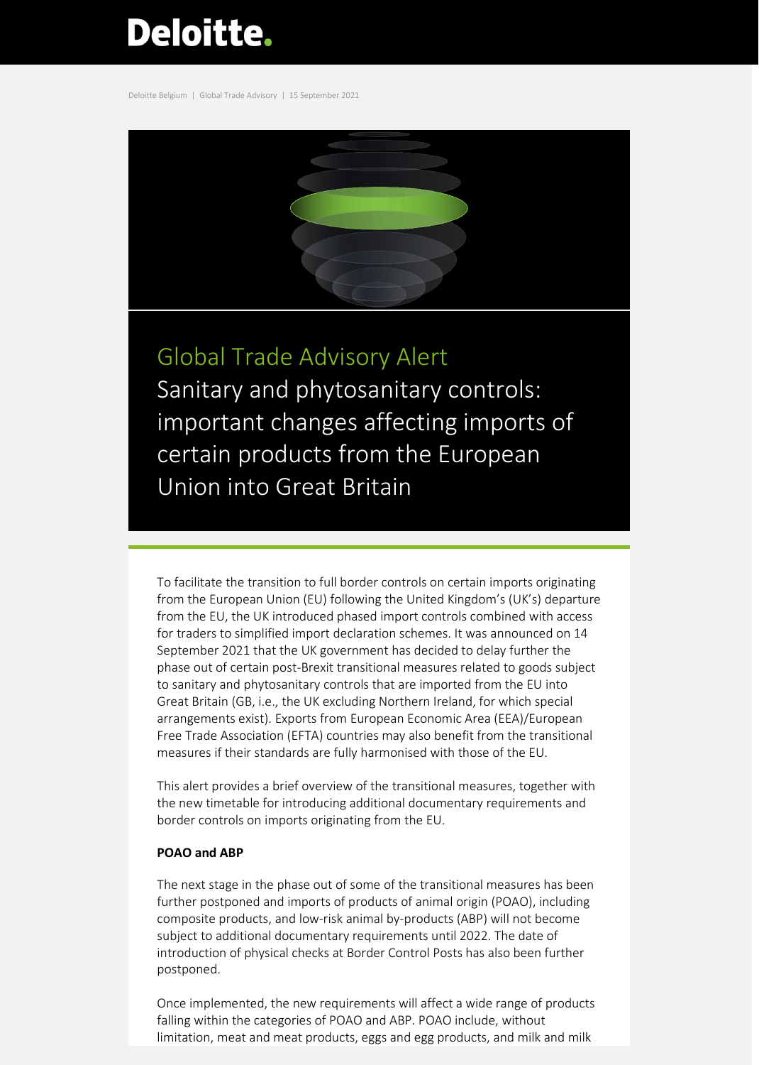Deloitte.

Deloitte Belgium | Global Trade Advisory | 15 September 2021

# Global Trade Advisory Alert

## Sanitary and phytosanitary controls: important changes affecting imports of certain products from the European Union into Great Britain

To facilitate the transition to full border controls on certain imports originating from the European Union (EU) following the United Kingdom's (UK's) departure from the EU, the UK introduced phased import controls combined with access for traders to simplified import declaration schemes. It was announced on 14 September 2021 that the UK government has decided to delay further the phase out of certain post-Brexit transitional measures related to goods subject to sanitary and phytosanitary controls that are imported from the EU into Great Britain (GB, i.e., the UK excluding Northern Ireland, for which special arrangements exist). Exports from European Economic Area (EEA)/European Free Trade Association (EFTA) countries may also benefit from the transitional measures if their standards are fully harmonised with those of the EU.

This alert provides a brief overview of the transitional measures, together with the new timetable for introducing additional documentary requirements and border controls on imports originating from the EU.

**POAO and ABP**

The next stage in the phase out of some of the transitional measures has been further postponed and imports of products of animal origin (POAO), including composite products, and low-risk animal by-products (ABP) will not become subject to additional documentary requirements until 2022. The date of introduction of physical checks at Border Control Posts has also been further postponed.

Once implemented, the new requirements will affect a wide range of products falling within the categories of POAO and ABP. POAO include, without limitation, meat and meat products, eggs and egg products, and milk and milk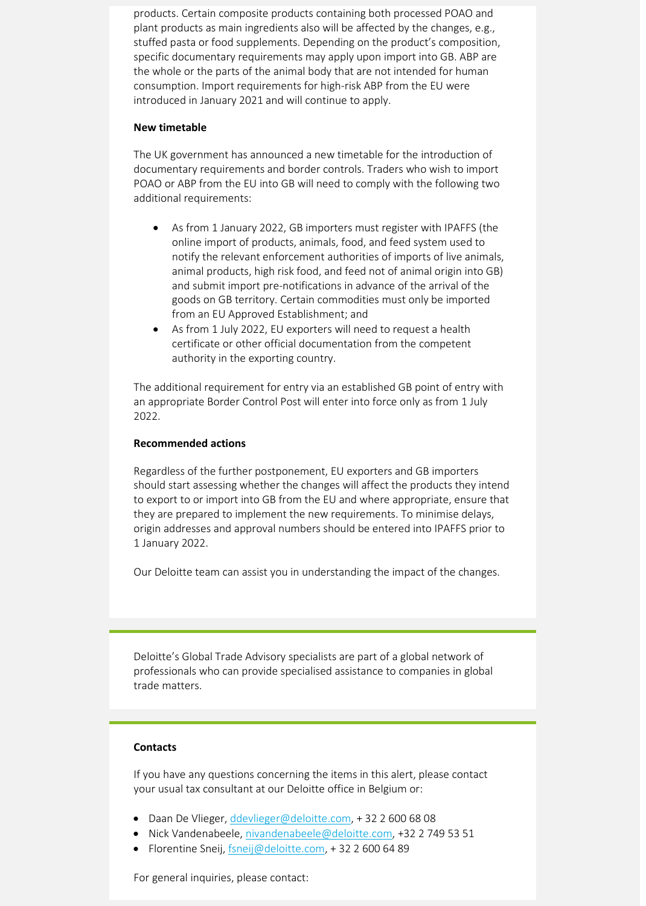products. Certain composite products containing both processed POAO and plant products as main ingredients also will be affected by the changes, e.g., stuffed pasta or food supplements. Depending on the product's composition, specific documentary requirements may apply upon import into GB. ABP are the whole or the parts of the animal body that are not intended for human consumption. Import requirements for high-risk ABP from the EU were introduced in January 2021 and will continue to apply.

**New timetable**

The UK government has announced a new timetable for the introduction of documentary requirements and border controls. Traders who wish to import POAO or ABP from the EU into GB will need to comply with the following two additional requirements:

- As from 1 January 2022, GB importers must register with IPAFFS (the online import of products, animals, food, and feed system used to notify the relevant enforcement authorities of imports of live animals, animal products, high risk food, and feed not of animal origin into GB) and submit import pre-notifications in advance of the arrival of the goods on GB territory. Certain commodities must only be imported from an EU Approved Establishment; and
- As from 1 July 2022, EU exporters will need to request a health certificate or other official documentation from the competent authority in the exporting country.

The additional requirement for entry via an established GB point of entry with an appropriate Border Control Post will enter into force only as from 1 July 2022.

**Recommended actions**

Regardless of the further postponement, EU exporters and GB importers should start assessing whether the changes will affect the products they intend to export to or import into GB from the EU and where appropriate, ensure that they are prepared to implement the new requirements. To minimise delays, origin addresses and approval numbers should be entered into IPAFFS prior to 1 January 2022.

Our Deloitte team can assist you in understanding the impact of the changes.

Deloitte's Global Trade Advisory specialists are part of a global network of professionals who can provide specialised assistance to companies in global trade matters.

**Contacts**

If you have any questions concerning the items in this alert, please contact your usual tax consultant at our Deloitte office in Belgium or:

- Daan De Vlieger, ddevlieger@deloitte.com, + 32 2 600 68 08
- Nick Vandenabeele, nivandenabeele@deloitte.com, +32 2 749 53 51
- Florentine Sneij, fsneij@deloitte.com, + 32 2 600 64 89

For general inquiries, please contact: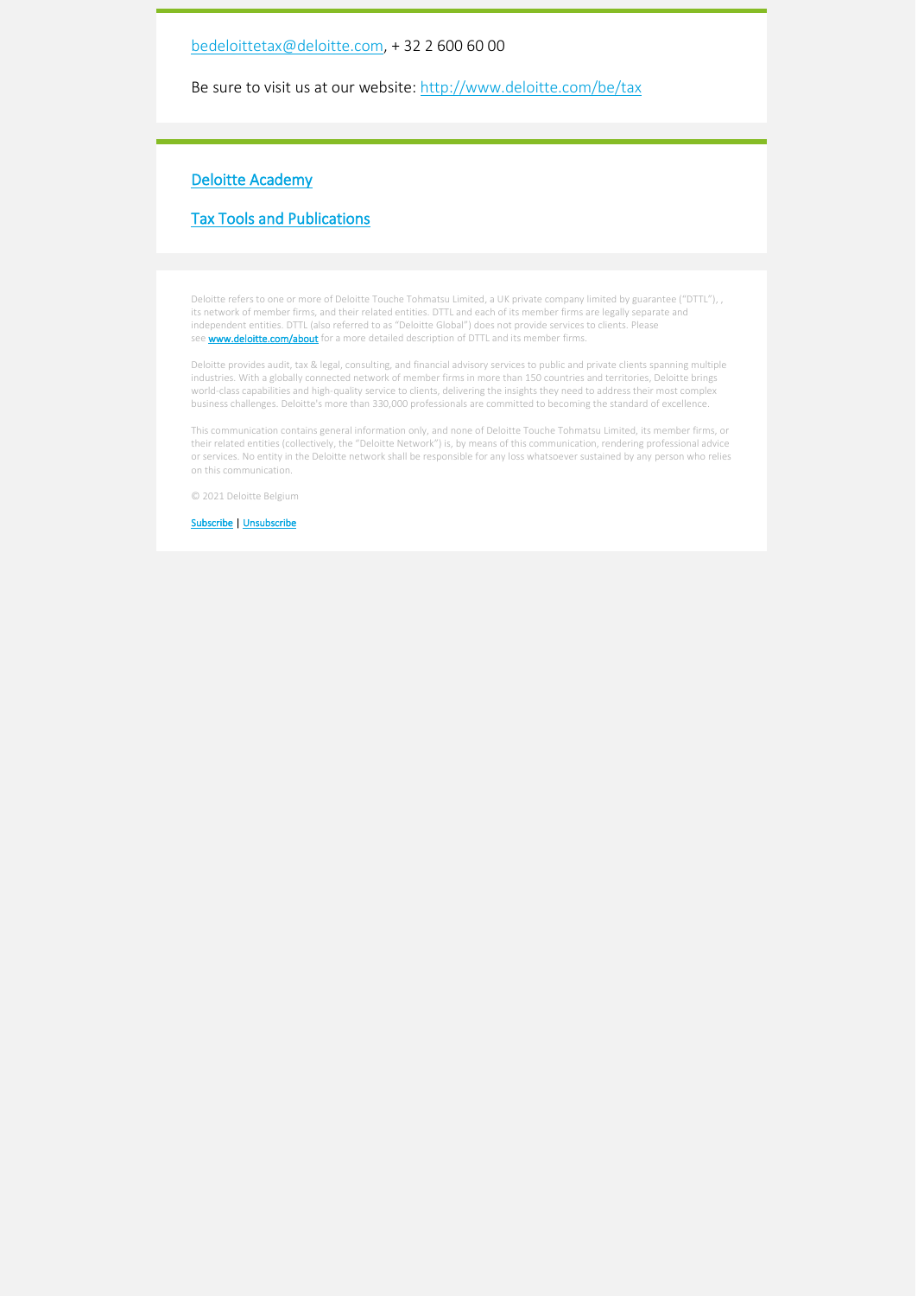bedeloittetax@deloitte.com, + 32 2 600 60 00

Be sure to visit us at our website: http://www.deloitte.com/be/tax

Deloitte Academy

Tax Tools and Publications

Deloitte refers to one or more of Deloitte Touche Tohmatsu Limited, a UK private company limited by guarantee ("DTTL"), , its network of member firms, and their related entities. DTTL and each of its member firms are legally separate and independent entities. DTTL (also referred to as "Deloitte Global") does not provide services to clients. Please see **www.deloitte.com/about** for a more detailed description of DTTL and its member firms.

Deloitte provides audit, tax & legal, consulting, and financial advisory services to public and private clients spanning multiple industries. With a globally connected network of member firms in more than 150 countries and territories, Deloitte brings world-class capabilities and high-quality service to clients, delivering the insights they need to address their most complex business challenges. Deloitte's more than 330,000 professionals are committed to becoming the standard of excellence.

This communication contains general information only, and none of Deloitte Touche Tohmatsu Limited, its member firms, or their related entities (collectively, the "Deloitte Network") is, by means of this communication, rendering professional advice or services. No entity in the Deloitte network shall be responsible for any loss whatsoever sustained by any person who relies on this communication.

© 2021 Deloitte Belgium

Subscribe | Unsubscribe